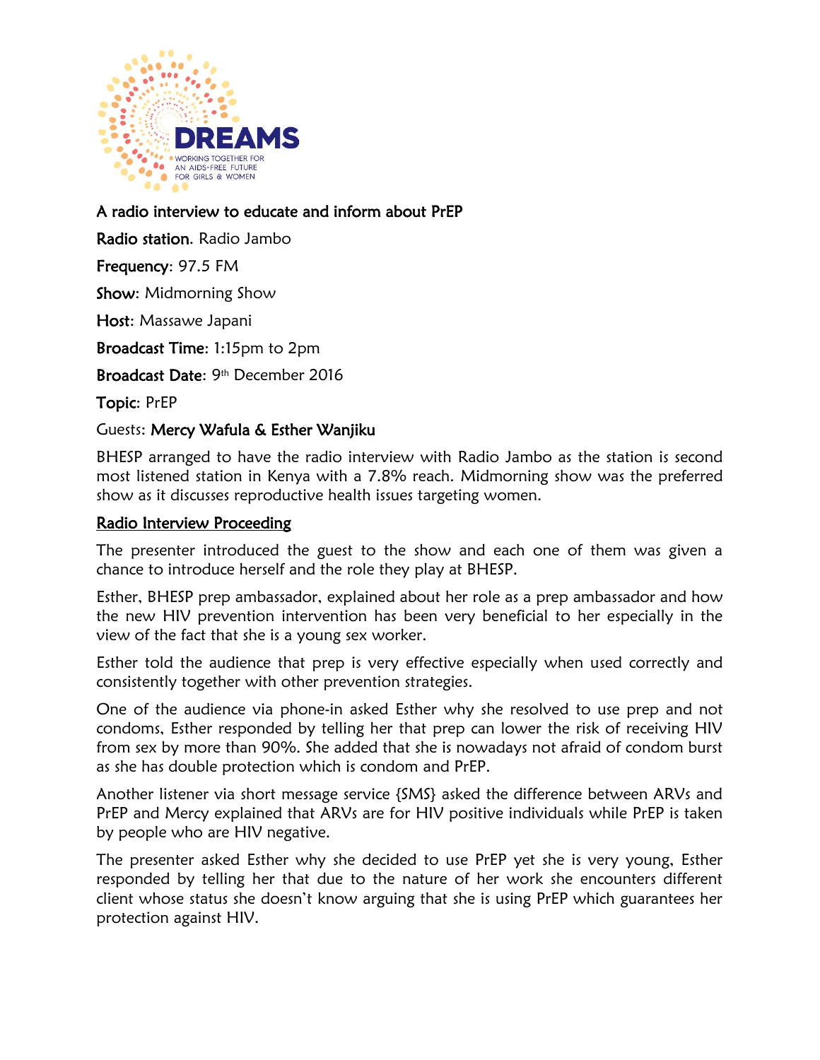DREAMS

WORKING TOGETHER FOR AN AIDS-FREE FUTURE FOR GIRLS & WOMEN

**A radio interview to educate and inform about PrEP**

**Radio station**. Radio Jambo

**Frequency**: 97.5 FM

**Show**: Midmorning Show

**Host**: Massawe Japani

**Broadcast Time**: 1:15pm to 2pm

**Broadcast Date**: 9th December 2016

**Topic**: PrEP

Guests: **Mercy Wafula & Esther Wanjiku**

BHESP arranged to have the radio interview with Radio Jambo as the station is second most listened station in Kenya with a 7.8% reach. Midmorning show was the preferred show as it discusses reproductive health issues targeting women.

## Radio Interview Proceeding

The presenter introduced the guest to the show and each one of them was given a chance to introduce herself and the role they play at BHESP.

Esther, BHESP prep ambassador, explained about her role as a prep ambassador and how the new HIV prevention intervention has been very beneficial to her especially in the view of the fact that she is a young sex worker.

Esther told the audience that prep is very effective especially when used correctly and consistently together with other prevention strategies.

One of the audience via phone-in asked Esther why she resolved to use prep and not condoms, Esther responded by telling her that prep can lower the risk of receiving HIV from sex by more than 90%. She added that she is nowadays not afraid of condom burst as she has double protection which is condom and PrEP.

Another listener via short message service {SMS} asked the difference between ARVs and PrEP and Mercy explained that ARVs are for HIV positive individuals while PrEP is taken by people who are HIV negative.

The presenter asked Esther why she decided to use PrEP yet she is very young, Esther responded by telling her that due to the nature of her work she encounters different client whose status she doesn't know arguing that she is using PrEP which guarantees her protection against HIV.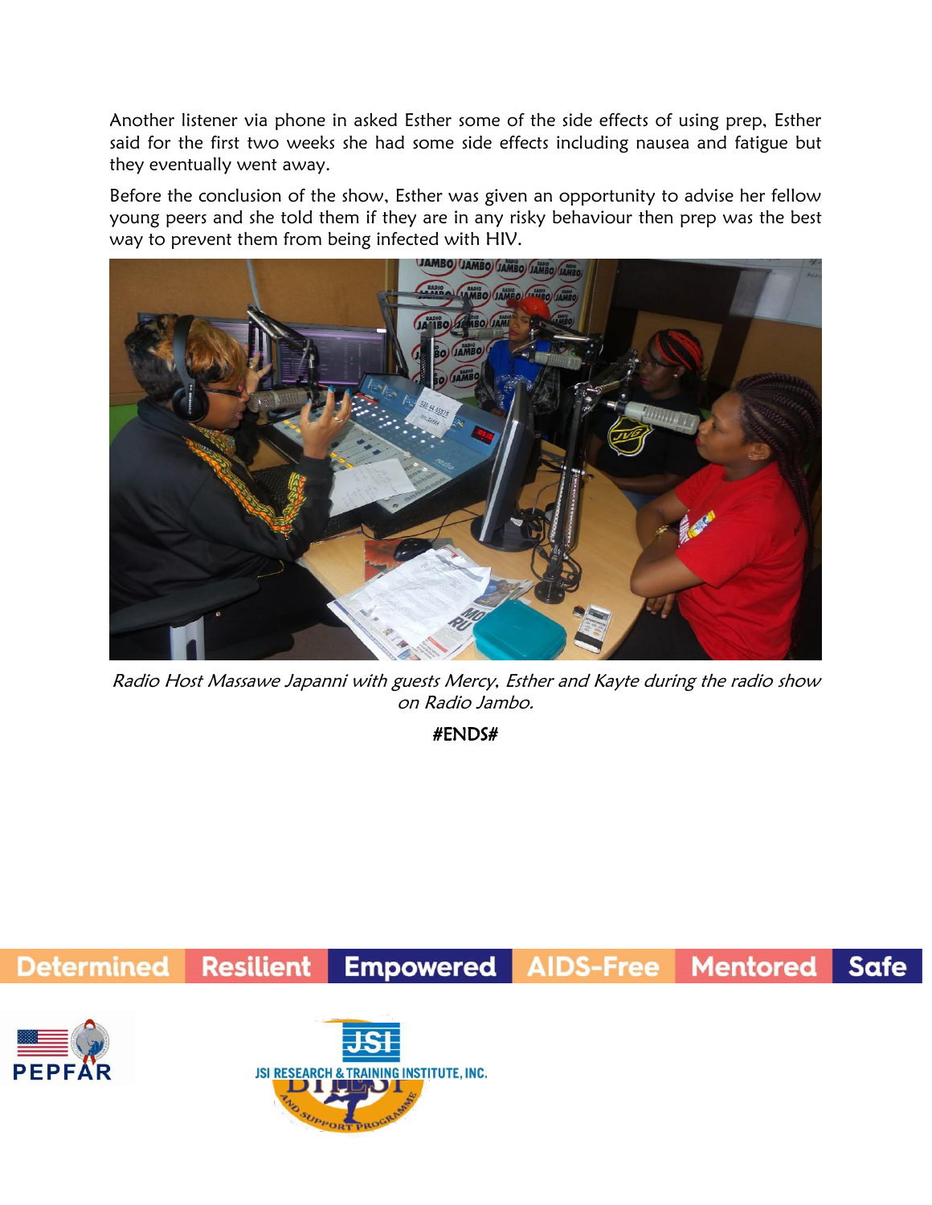Another listener via phone in asked Esther some of the side effects of using prep, Esther said for the first two weeks she had some side effects including nausea and fatigue but they eventually went away.

Before the conclusion of the show, Esther was given an opportunity to advise her fellow young peers and she told them if they are in any risky behaviour then prep was the best way to prevent them from being infected with HIV.

*Radio Host Massawe Japanni with guests Mercy, Esther and Kayte during the radio show on Radio Jambo.*

#ENDS#

Determined Resilient Empowered AIDS-Free Mentored Safe